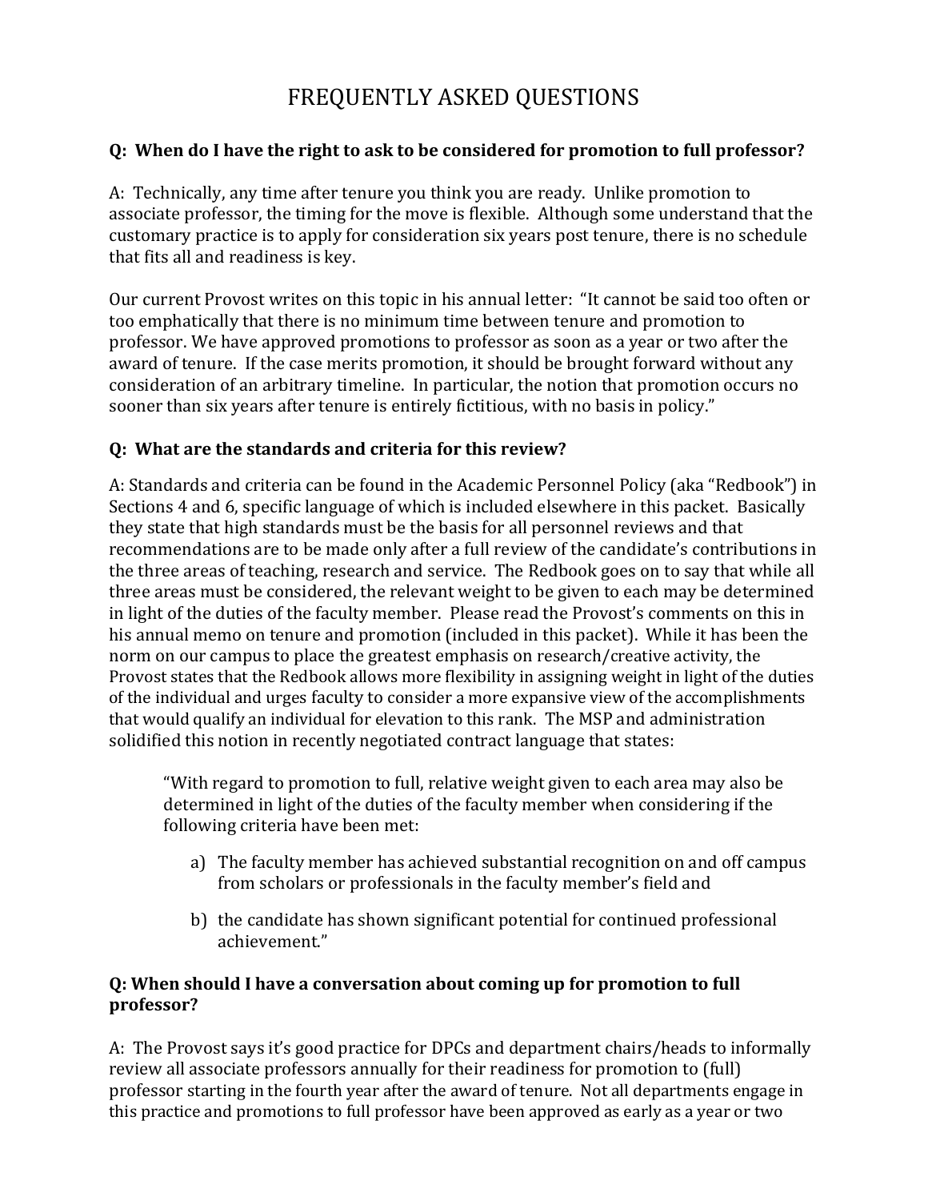# FREQUENTLY ASKED QUESTIONS

**Q: When do I have the right to ask to be considered for promotion to full professor?**

A: Technically, any time after tenure you think you are ready. Unlike promotion to associate professor, the timing for the move is flexible. Although some understand that the customary practice is to apply for consideration six years post tenure, there is no schedule that fits all and readiness is key.

Our current Provost writes on this topic in his annual letter: "It cannot be said too often or too emphatically that there is no minimum time between tenure and promotion to professor. We have approved promotions to professor as soon as a year or two after the award of tenure. If the case merits promotion, it should be brought forward without any consideration of an arbitrary timeline. In particular, the notion that promotion occurs no sooner than six years after tenure is entirely fictitious, with no basis in policy."

**Q: What are the standards and criteria for this review?**

A: Standards and criteria can be found in the Academic Personnel Policy (aka "Redbook") in Sections 4 and 6, specific language of which is included elsewhere in this packet. Basically they state that high standards must be the basis for all personnel reviews and that recommendations are to be made only after a full review of the candidate's contributions in the three areas of teaching, research and service. The Redbook goes on to say that while all three areas must be considered, the relevant weight to be given to each may be determined in light of the duties of the faculty member. Please read the Provost's comments on this in his annual memo on tenure and promotion (included in this packet). While it has been the norm on our campus to place the greatest emphasis on research/creative activity, the Provost states that the Redbook allows more flexibility in assigning weight in light of the duties of the individual and urges faculty to consider a more expansive view of the accomplishments that would qualify an individual for elevation to this rank. The MSP and administration solidified this notion in recently negotiated contract language that states:

> "With regard to promotion to full, relative weight given to each area may also be determined in light of the duties of the faculty member when considering if the following criteria have been met:
>
> a) The faculty member has achieved substantial recognition on and off campus from scholars or professionals in the faculty member's field and
>
> b) the candidate has shown significant potential for continued professional achievement."

**Q: When should I have a conversation about coming up for promotion to full professor?**

A: The Provost says it's good practice for DPCs and department chairs/heads to informally review all associate professors annually for their readiness for promotion to (full) professor starting in the fourth year after the award of tenure. Not all departments engage in this practice and promotions to full professor have been approved as early as a year or two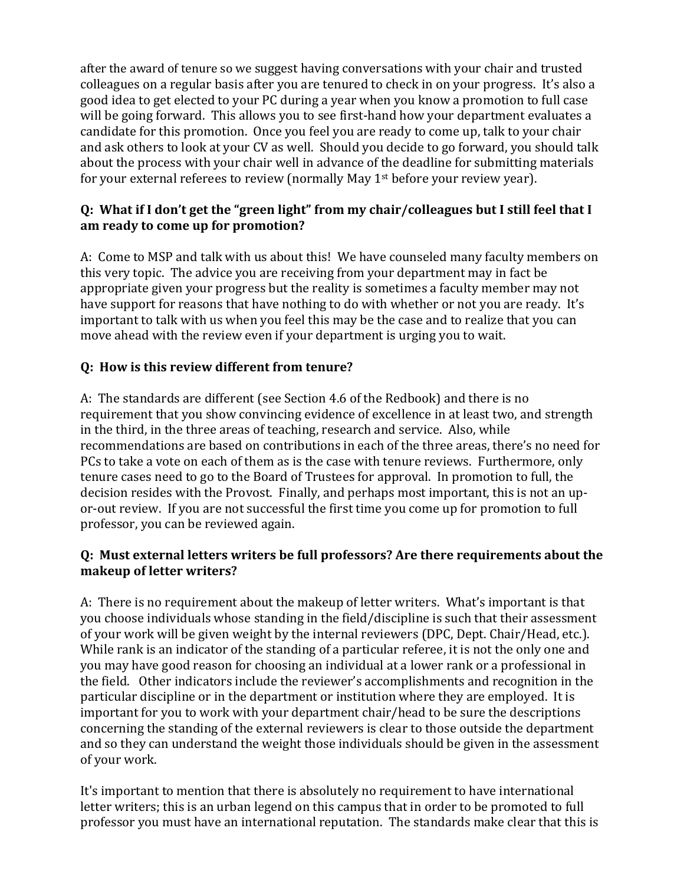after the award of tenure so we suggest having conversations with your chair and trusted colleagues on a regular basis after you are tenured to check in on your progress. It's also a good idea to get elected to your PC during a year when you know a promotion to full case will be going forward. This allows you to see first-hand how your department evaluates a candidate for this promotion. Once you feel you are ready to come up, talk to your chair and ask others to look at your CV as well. Should you decide to go forward, you should talk about the process with your chair well in advance of the deadline for submitting materials for your external referees to review (normally May 1st before your review year).

**Q: What if I don't get the "green light" from my chair/colleagues but I still feel that I am ready to come up for promotion?**

A: Come to MSP and talk with us about this! We have counseled many faculty members on this very topic. The advice you are receiving from your department may in fact be appropriate given your progress but the reality is sometimes a faculty member may not have support for reasons that have nothing to do with whether or not you are ready. It's important to talk with us when you feel this may be the case and to realize that you can move ahead with the review even if your department is urging you to wait.

**Q: How is this review different from tenure?**

A: The standards are different (see Section 4.6 of the Redbook) and there is no requirement that you show convincing evidence of excellence in at least two, and strength in the third, in the three areas of teaching, research and service. Also, while recommendations are based on contributions in each of the three areas, there's no need for PCs to take a vote on each of them as is the case with tenure reviews. Furthermore, only tenure cases need to go to the Board of Trustees for approval. In promotion to full, the decision resides with the Provost. Finally, and perhaps most important, this is not an up-or-out review. If you are not successful the first time you come up for promotion to full professor, you can be reviewed again.

**Q: Must external letters writers be full professors? Are there requirements about the makeup of letter writers?**

A: There is no requirement about the makeup of letter writers. What's important is that you choose individuals whose standing in the field/discipline is such that their assessment of your work will be given weight by the internal reviewers (DPC, Dept. Chair/Head, etc.). While rank is an indicator of the standing of a particular referee, it is not the only one and you may have good reason for choosing an individual at a lower rank or a professional in the field. Other indicators include the reviewer's accomplishments and recognition in the particular discipline or in the department or institution where they are employed. It is important for you to work with your department chair/head to be sure the descriptions concerning the standing of the external reviewers is clear to those outside the department and so they can understand the weight those individuals should be given in the assessment of your work.

It's important to mention that there is absolutely no requirement to have international letter writers; this is an urban legend on this campus that in order to be promoted to full professor you must have an international reputation. The standards make clear that this is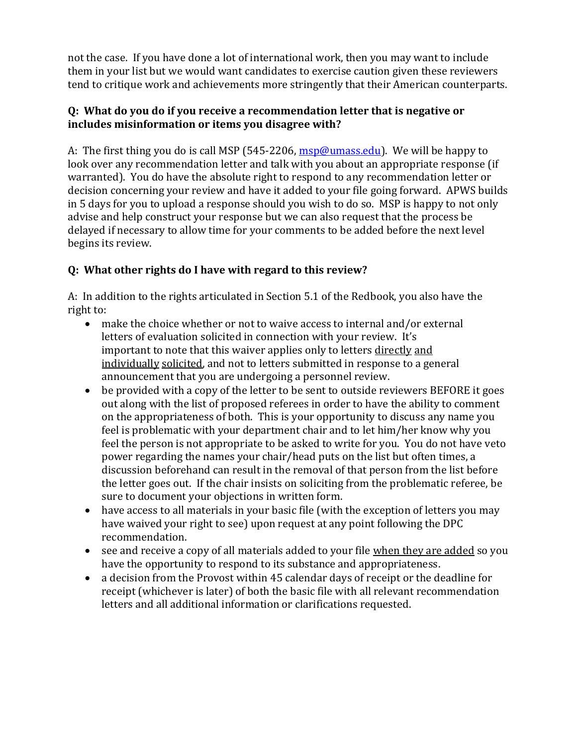not the case. If you have done a lot of international work, then you may want to include them in your list but we would want candidates to exercise caution given these reviewers tend to critique work and achievements more stringently that their American counterparts.

**Q: What do you do if you receive a recommendation letter that is negative or includes misinformation or items you disagree with?**

A: The first thing you do is call MSP (545-2206, msp@umass.edu). We will be happy to look over any recommendation letter and talk with you about an appropriate response (if warranted). You do have the absolute right to respond to any recommendation letter or decision concerning your review and have it added to your file going forward. APWS builds in 5 days for you to upload a response should you wish to do so. MSP is happy to not only advise and help construct your response but we can also request that the process be delayed if necessary to allow time for your comments to be added before the next level begins its review.

**Q: What other rights do I have with regard to this review?**

A: In addition to the rights articulated in Section 5.1 of the Redbook, you also have the right to:

- make the choice whether or not to waive access to internal and/or external letters of evaluation solicited in connection with your review. It's important to note that this waiver applies only to letters directly and individually solicited, and not to letters submitted in response to a general announcement that you are undergoing a personnel review.
- be provided with a copy of the letter to be sent to outside reviewers BEFORE it goes out along with the list of proposed referees in order to have the ability to comment on the appropriateness of both. This is your opportunity to discuss any name you feel is problematic with your department chair and to let him/her know why you feel the person is not appropriate to be asked to write for you. You do not have veto power regarding the names your chair/head puts on the list but often times, a discussion beforehand can result in the removal of that person from the list before the letter goes out. If the chair insists on soliciting from the problematic referee, be sure to document your objections in written form.
- have access to all materials in your basic file (with the exception of letters you may have waived your right to see) upon request at any point following the DPC recommendation.
- see and receive a copy of all materials added to your file when they are added so you have the opportunity to respond to its substance and appropriateness.
- a decision from the Provost within 45 calendar days of receipt or the deadline for receipt (whichever is later) of both the basic file with all relevant recommendation letters and all additional information or clarifications requested.